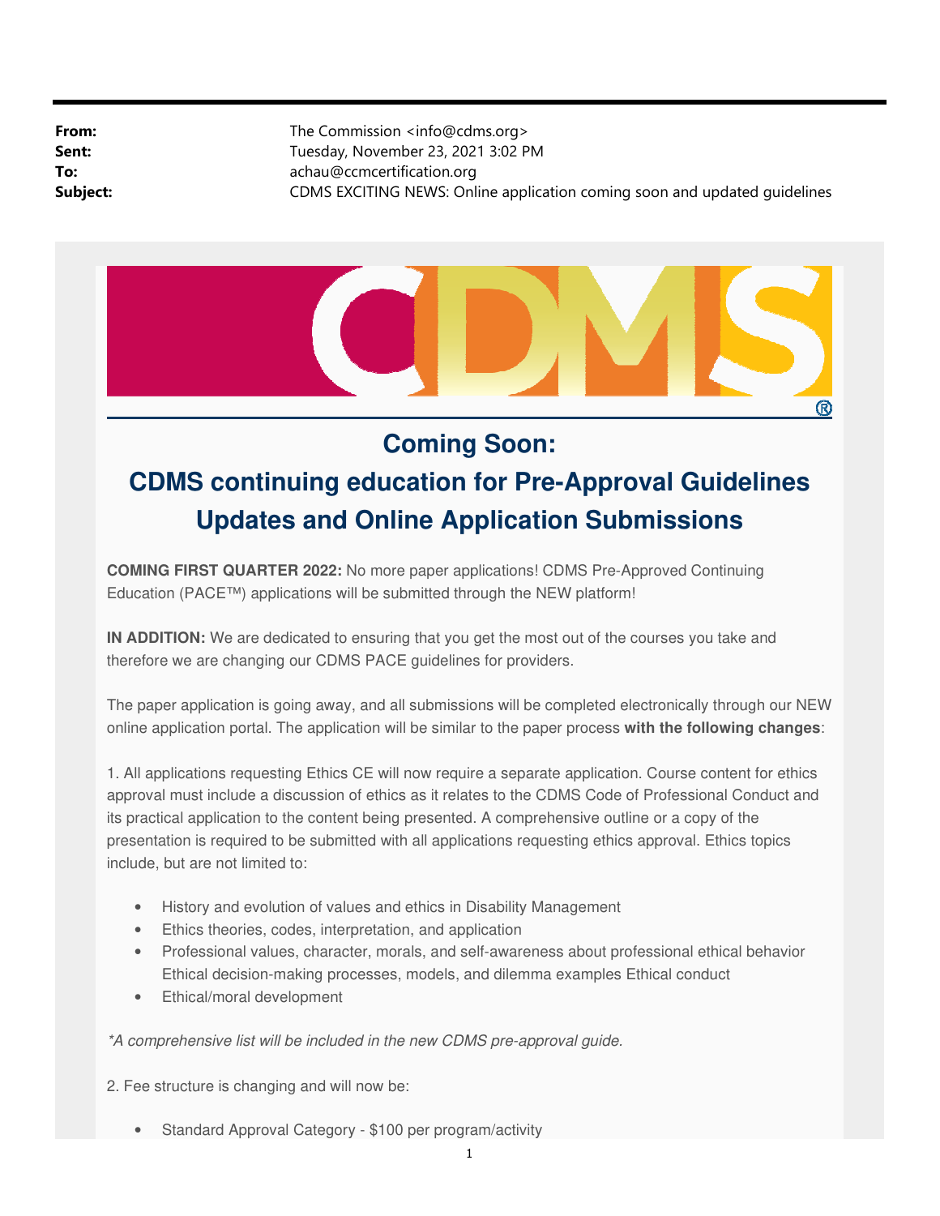**From:** The Commission <info@cdms.org>
**Sent:** Tuesday, November 23, 2021 3:02 PM
**To:** achau@ccmcertification.org
**Subject:** CDMS EXCITING NEWS: Online application coming soon and updated guidelines

# Coming Soon:

# CDMS continuing education for Pre-Approval Guidelines Updates and Online Application Submissions

**COMING FIRST QUARTER 2022:** No more paper applications! CDMS Pre-Approved Continuing Education (PACE™) applications will be submitted through the NEW platform!

**IN ADDITION:** We are dedicated to ensuring that you get the most out of the courses you take and therefore we are changing our CDMS PACE guidelines for providers.

The paper application is going away, and all submissions will be completed electronically through our NEW online application portal. The application will be similar to the paper process **with the following changes**:

1. All applications requesting Ethics CE will now require a separate application. Course content for ethics approval must include a discussion of ethics as it relates to the CDMS Code of Professional Conduct and its practical application to the content being presented. A comprehensive outline or a copy of the presentation is required to be submitted with all applications requesting ethics approval. Ethics topics include, but are not limited to:

- History and evolution of values and ethics in Disability Management
- Ethics theories, codes, interpretation, and application
- Professional values, character, morals, and self-awareness about professional ethical behavior Ethical decision-making processes, models, and dilemma examples Ethical conduct
- Ethical/moral development

*\*A comprehensive list will be included in the new CDMS pre-approval guide.*

2. Fee structure is changing and will now be:

- Standard Approval Category - $100 per program/activity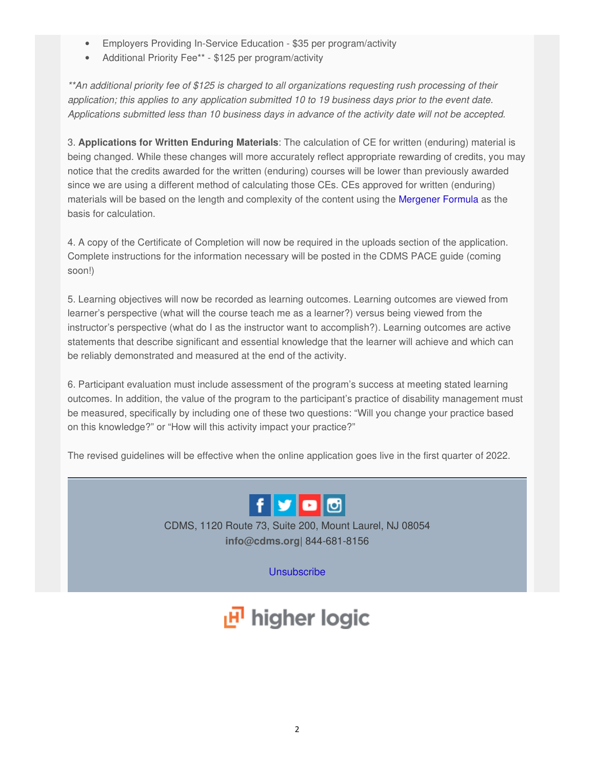- Employers Providing In-Service Education - $35 per program/activity
- Additional Priority Fee** - $125 per program/activity

*\*\*An additional priority fee of $125 is charged to all organizations requesting rush processing of their application; this applies to any application submitted 10 to 19 business days prior to the event date. Applications submitted less than 10 business days in advance of the activity date will not be accepted.*

3. **Applications for Written Enduring Materials**: The calculation of CE for written (enduring) material is being changed. While these changes will more accurately reflect appropriate rewarding of credits, you may notice that the credits awarded for the written (enduring) courses will be lower than previously awarded since we are using a different method of calculating those CEs. CEs approved for written (enduring) materials will be based on the length and complexity of the content using the Mergener Formula as the basis for calculation.

4. A copy of the Certificate of Completion will now be required in the uploads section of the application. Complete instructions for the information necessary will be posted in the CDMS PACE guide (coming soon!)

5. Learning objectives will now be recorded as learning outcomes. Learning outcomes are viewed from learner's perspective (what will the course teach me as a learner?) versus being viewed from the instructor's perspective (what do I as the instructor want to accomplish?). Learning outcomes are active statements that describe significant and essential knowledge that the learner will achieve and which can be reliably demonstrated and measured at the end of the activity.

6. Participant evaluation must include assessment of the program's success at meeting stated learning outcomes. In addition, the value of the program to the participant's practice of disability management must be measured, specifically by including one of these two questions: "Will you change your practice based on this knowledge?" or "How will this activity impact your practice?"

The revised guidelines will be effective when the online application goes live in the first quarter of 2022.

---

CDMS, 1120 Route 73, Suite 200, Mount Laurel, NJ 08054

**info@cdms.org**| 844-681-8156

Unsubscribe

higher logic